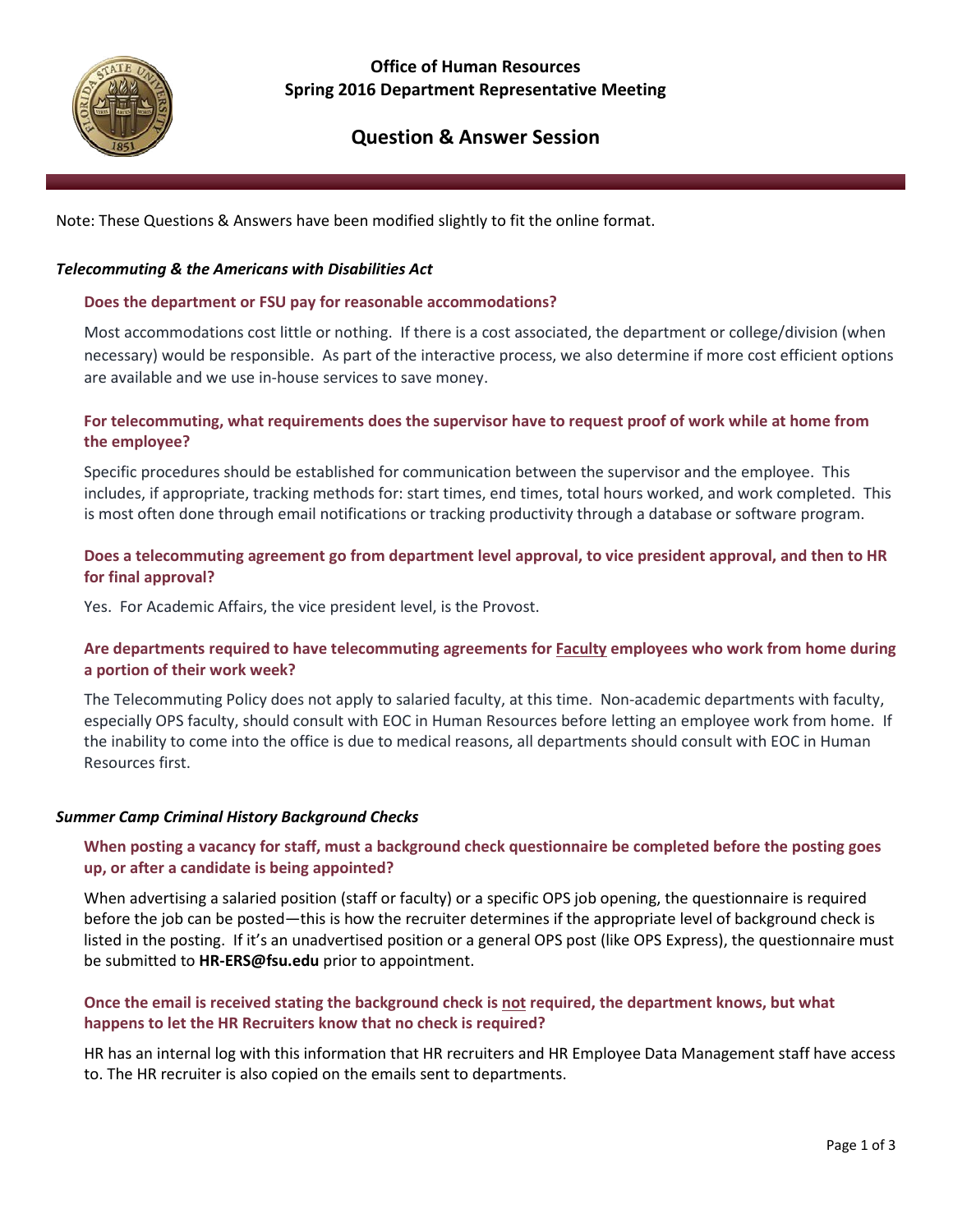# Office of Human Resources
# Spring 2016 Department Representative Meeting

## Question & Answer Session

Note: These Questions & Answers have been modified slightly to fit the online format.

### *Telecommuting & the Americans with Disabilities Act*

**Does the department or FSU pay for reasonable accommodations?**

Most accommodations cost little or nothing. If there is a cost associated, the department or college/division (when necessary) would be responsible. As part of the interactive process, we also determine if more cost efficient options are available and we use in-house services to save money.

**For telecommuting, what requirements does the supervisor have to request proof of work while at home from the employee?**

Specific procedures should be established for communication between the supervisor and the employee. This includes, if appropriate, tracking methods for: start times, end times, total hours worked, and work completed. This is most often done through email notifications or tracking productivity through a database or software program.

**Does a telecommuting agreement go from department level approval, to vice president approval, and then to HR for final approval?**

Yes. For Academic Affairs, the vice president level, is the Provost.

**Are departments required to have telecommuting agreements for <u>Faculty</u> employees who work from home during a portion of their work week?**

The Telecommuting Policy does not apply to salaried faculty, at this time. Non-academic departments with faculty, especially OPS faculty, should consult with EOC in Human Resources before letting an employee work from home. If the inability to come into the office is due to medical reasons, all departments should consult with EOC in Human Resources first.

### *Summer Camp Criminal History Background Checks*

**When posting a vacancy for staff, must a background check questionnaire be completed before the posting goes up, or after a candidate is being appointed?**

When advertising a salaried position (staff or faculty) or a specific OPS job opening, the questionnaire is required before the job can be posted—this is how the recruiter determines if the appropriate level of background check is listed in the posting. If it's an unadvertised position or a general OPS post (like OPS Express), the questionnaire must be submitted to **HR-ERS@fsu.edu** prior to appointment.

**Once the email is received stating the background check is <u>not</u> required, the department knows, but what happens to let the HR Recruiters know that no check is required?**

HR has an internal log with this information that HR recruiters and HR Employee Data Management staff have access to. The HR recruiter is also copied on the emails sent to departments.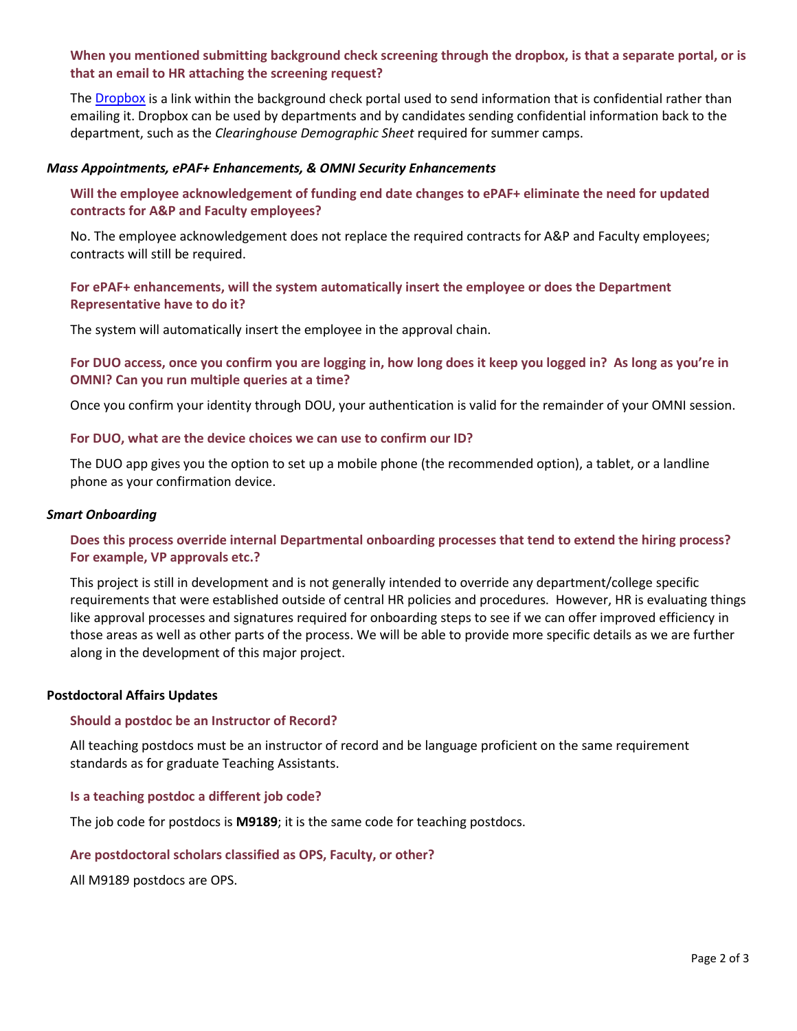**When you mentioned submitting background check screening through the dropbox, is that a separate portal, or is that an email to HR attaching the screening request?**

The Dropbox is a link within the background check portal used to send information that is confidential rather than emailing it. Dropbox can be used by departments and by candidates sending confidential information back to the department, such as the *Clearinghouse Demographic Sheet* required for summer camps.

### *Mass Appointments, ePAF+ Enhancements, & OMNI Security Enhancements*

**Will the employee acknowledgement of funding end date changes to ePAF+ eliminate the need for updated contracts for A&P and Faculty employees?**

No. The employee acknowledgement does not replace the required contracts for A&P and Faculty employees; contracts will still be required.

**For ePAF+ enhancements, will the system automatically insert the employee or does the Department Representative have to do it?**

The system will automatically insert the employee in the approval chain.

**For DUO access, once you confirm you are logging in, how long does it keep you logged in? As long as you're in OMNI? Can you run multiple queries at a time?**

Once you confirm your identity through DOU, your authentication is valid for the remainder of your OMNI session.

**For DUO, what are the device choices we can use to confirm our ID?**

The DUO app gives you the option to set up a mobile phone (the recommended option), a tablet, or a landline phone as your confirmation device.

### *Smart Onboarding*

**Does this process override internal Departmental onboarding processes that tend to extend the hiring process? For example, VP approvals etc.?**

This project is still in development and is not generally intended to override any department/college specific requirements that were established outside of central HR policies and procedures. However, HR is evaluating things like approval processes and signatures required for onboarding steps to see if we can offer improved efficiency in those areas as well as other parts of the process. We will be able to provide more specific details as we are further along in the development of this major project.

## Postdoctoral Affairs Updates

**Should a postdoc be an Instructor of Record?**

All teaching postdocs must be an instructor of record and be language proficient on the same requirement standards as for graduate Teaching Assistants.

**Is a teaching postdoc a different job code?**

The job code for postdocs is **M9189**; it is the same code for teaching postdocs.

**Are postdoctoral scholars classified as OPS, Faculty, or other?**

All M9189 postdocs are OPS.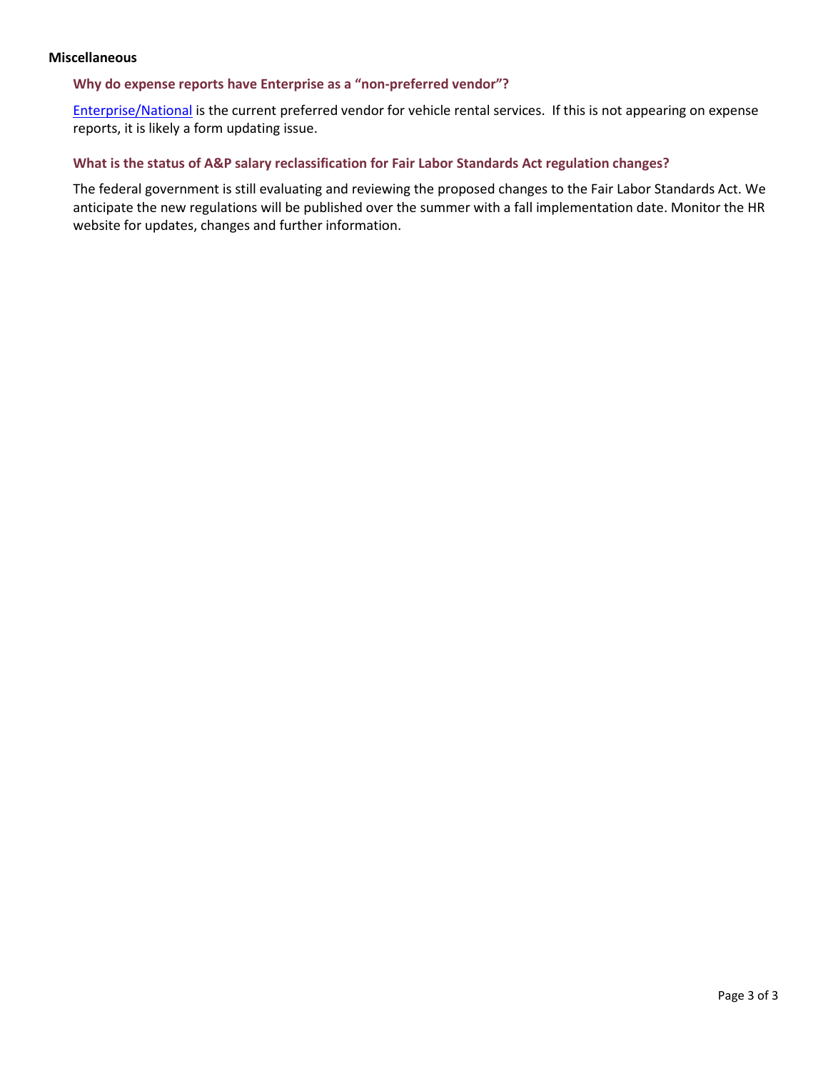**Miscellaneous**

### Why do expense reports have Enterprise as a "non-preferred vendor"?

Enterprise/National is the current preferred vendor for vehicle rental services. If this is not appearing on expense reports, it is likely a form updating issue.

### What is the status of A&P salary reclassification for Fair Labor Standards Act regulation changes?

The federal government is still evaluating and reviewing the proposed changes to the Fair Labor Standards Act. We anticipate the new regulations will be published over the summer with a fall implementation date. Monitor the HR website for updates, changes and further information.